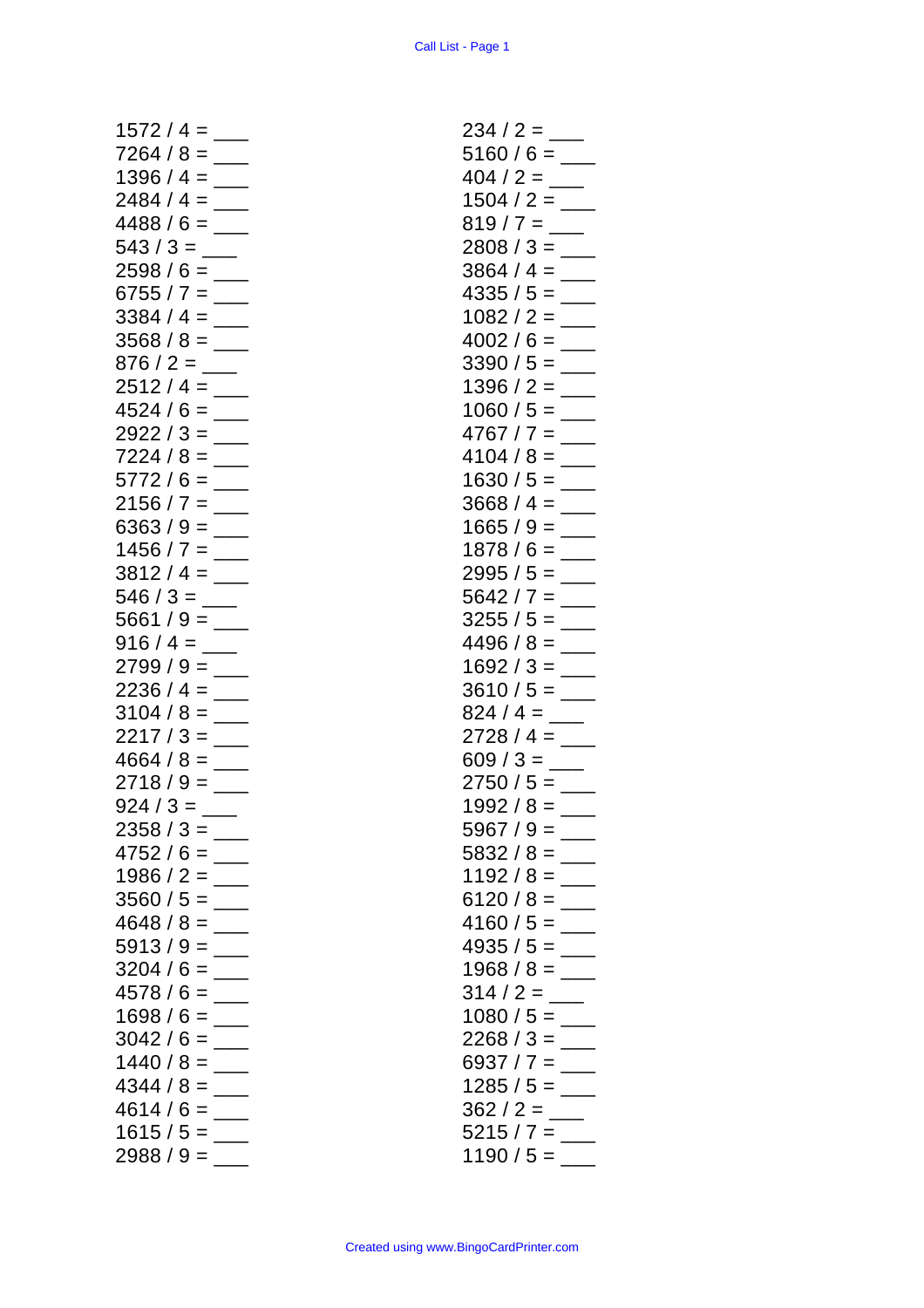1572 / 4 = ___
7264 / 8 = ___
1396 / 4 = ___
2484 / 4 = ___
4488 / 6 = ___
543 / 3 = ___
2598 / 6 = ___
6755 / 7 = ___
3384 / 4 = ___
3568 / 8 = ___
876 / 2 = ___
2512 / 4 = ___
4524 / 6 = ___
2922 / 3 = ___
7224 / 8 = ___
5772 / 6 = ___
2156 / 7 = ___
6363 / 9 = ___
1456 / 7 = ___
3812 / 4 = ___
546 / 3 = ___
5661 / 9 = ___
916 / 4 = ___
2799 / 9 = ___
2236 / 4 = ___
3104 / 8 = ___
2217 / 3 = ___
4664 / 8 = ___
2718 / 9 = ___
924 / 3 = ___
2358 / 3 = ___
4752 / 6 = ___
1986 / 2 = ___
3560 / 5 = ___
4648 / 8 = ___
5913 / 9 = ___
3204 / 6 = ___
4578 / 6 = ___
1698 / 6 = ___
3042 / 6 = ___
1440 / 8 = ___
4344 / 8 = ___
4614 / 6 = ___
1615 / 5 = ___
2988 / 9 = ___

234 / 2 = ___
5160 / 6 = ___
404 / 2 = ___
1504 / 2 = ___
819 / 7 = ___
2808 / 3 = ___
3864 / 4 = ___
4335 / 5 = ___
1082 / 2 = ___
4002 / 6 = ___
3390 / 5 = ___
1396 / 2 = ___
1060 / 5 = ___
4767 / 7 = ___
4104 / 8 = ___
1630 / 5 = ___
3668 / 4 = ___
1665 / 9 = ___
1878 / 6 = ___
2995 / 5 = ___
5642 / 7 = ___
3255 / 5 = ___
4496 / 8 = ___
1692 / 3 = ___
3610 / 5 = ___
824 / 4 = ___
2728 / 4 = ___
609 / 3 = ___
2750 / 5 = ___
1992 / 8 = ___
5967 / 9 = ___
5832 / 8 = ___
1192 / 8 = ___
6120 / 8 = ___
4160 / 5 = ___
4935 / 5 = ___
1968 / 8 = ___
314 / 2 = ___
1080 / 5 = ___
2268 / 3 = ___
6937 / 7 = ___
1285 / 5 = ___
362 / 2 = ___
5215 / 7 = ___
1190 / 5 = ___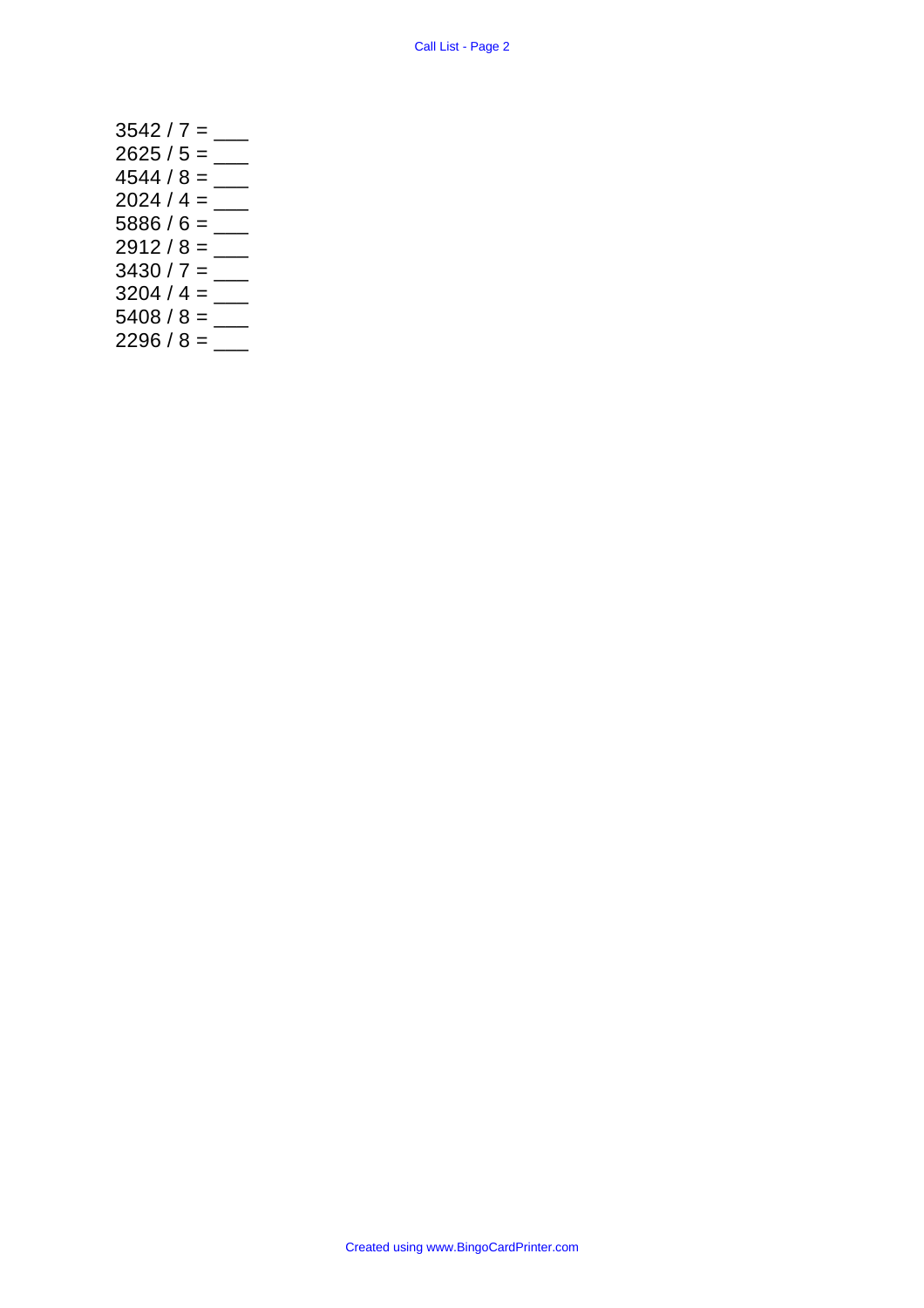3542 / 7 = ___
2625 / 5 = ___
4544 / 8 = ___
2024 / 4 = ___
5886 / 6 = ___
2912 / 8 = ___
3430 / 7 = ___
3204 / 4 = ___
5408 / 8 = ___
2296 / 8 = ___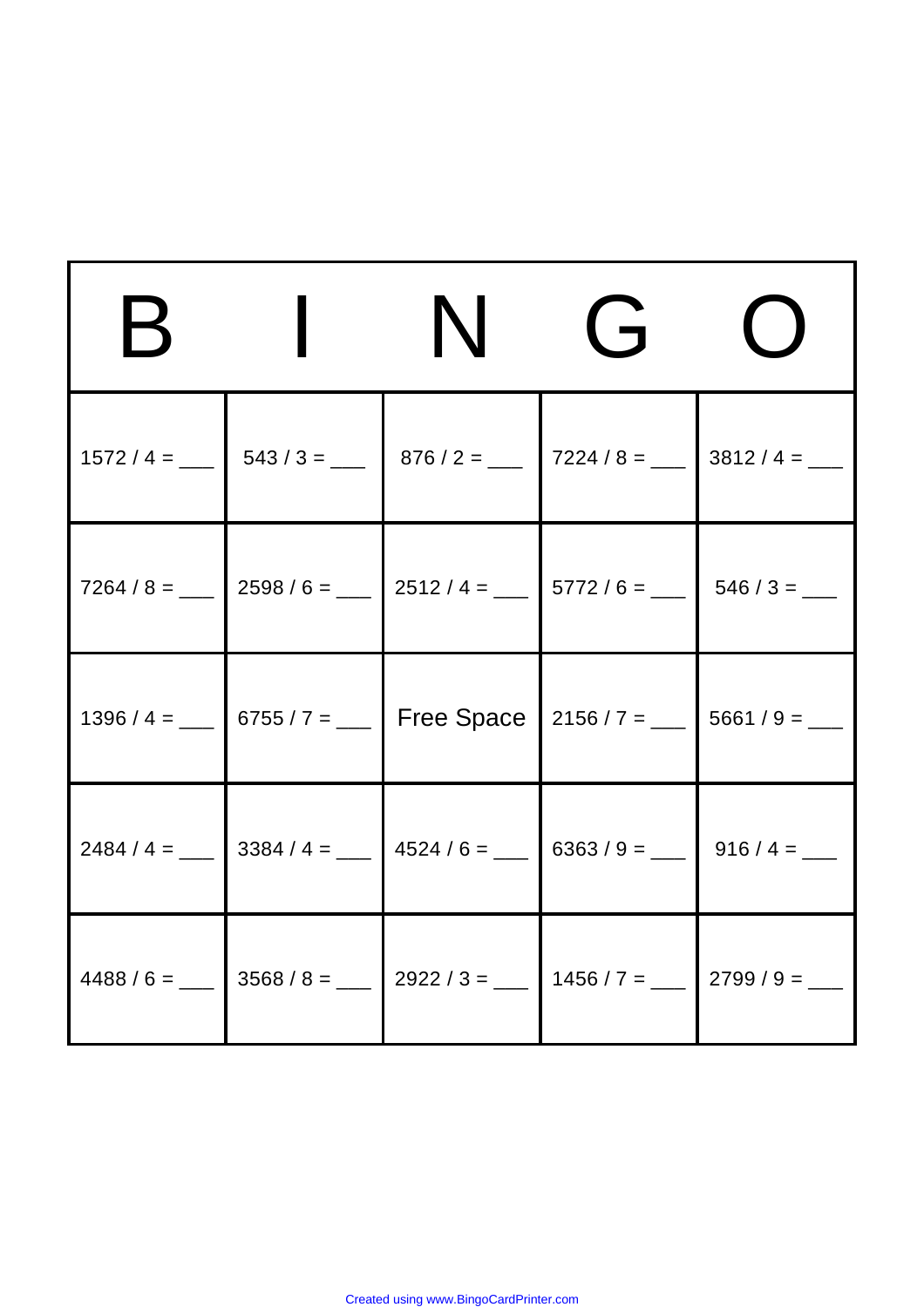| B | I | N | G | O |
|---|---|---|---|---|
| 1572 / 4 = ___ | 543 / 3 = ___ | 876 / 2 = ___ | 7224 / 8 = ___ | 3812 / 4 = ___ |
| 7264 / 8 = ___ | 2598 / 6 = ___ | 2512 / 4 = ___ | 5772 / 6 = ___ | 546 / 3 = ___ |
| 1396 / 4 = ___ | 6755 / 7 = ___ | Free Space | 2156 / 7 = ___ | 5661 / 9 = ___ |
| 2484 / 4 = ___ | 3384 / 4 = ___ | 4524 / 6 = ___ | 6363 / 9 = ___ | 916 / 4 = ___ |
| 4488 / 6 = ___ | 3568 / 8 = ___ | 2922 / 3 = ___ | 1456 / 7 = ___ | 2799 / 9 = ___ |

Created using www.BingoCardPrinter.com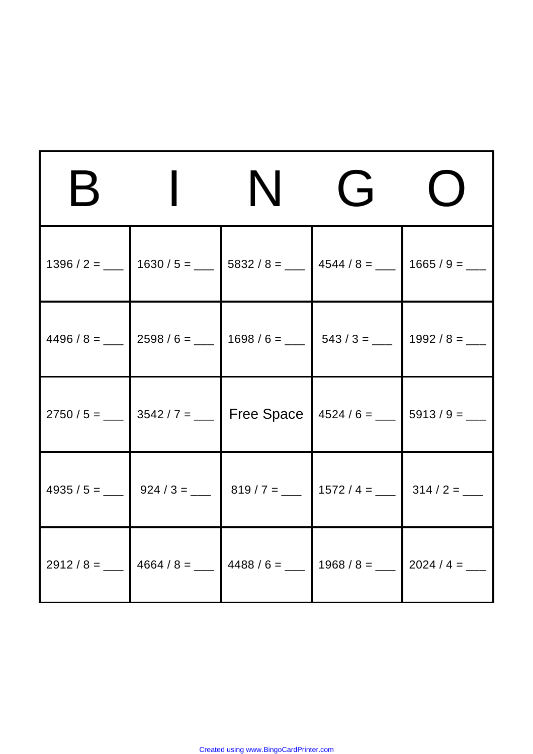| B | I | N | G | O |
| --- | --- | --- | --- | --- |
| 1396 / 2 = ___ | 1630 / 5 = ___ | 5832 / 8 = ___ | 4544 / 8 = ___ | 1665 / 9 = ___ |
| 4496 / 8 = ___ | 2598 / 6 = ___ | 1698 / 6 = ___ | 543 / 3 = ___ | 1992 / 8 = ___ |
| 2750 / 5 = ___ | 3542 / 7 = ___ | Free Space | 4524 / 6 = ___ | 5913 / 9 = ___ |
| 4935 / 5 = ___ | 924 / 3 = ___ | 819 / 7 = ___ | 1572 / 4 = ___ | 314 / 2 = ___ |
| 2912 / 8 = ___ | 4664 / 8 = ___ | 4488 / 6 = ___ | 1968 / 8 = ___ | 2024 / 4 = ___ |

Created using www.BingoCardPrinter.com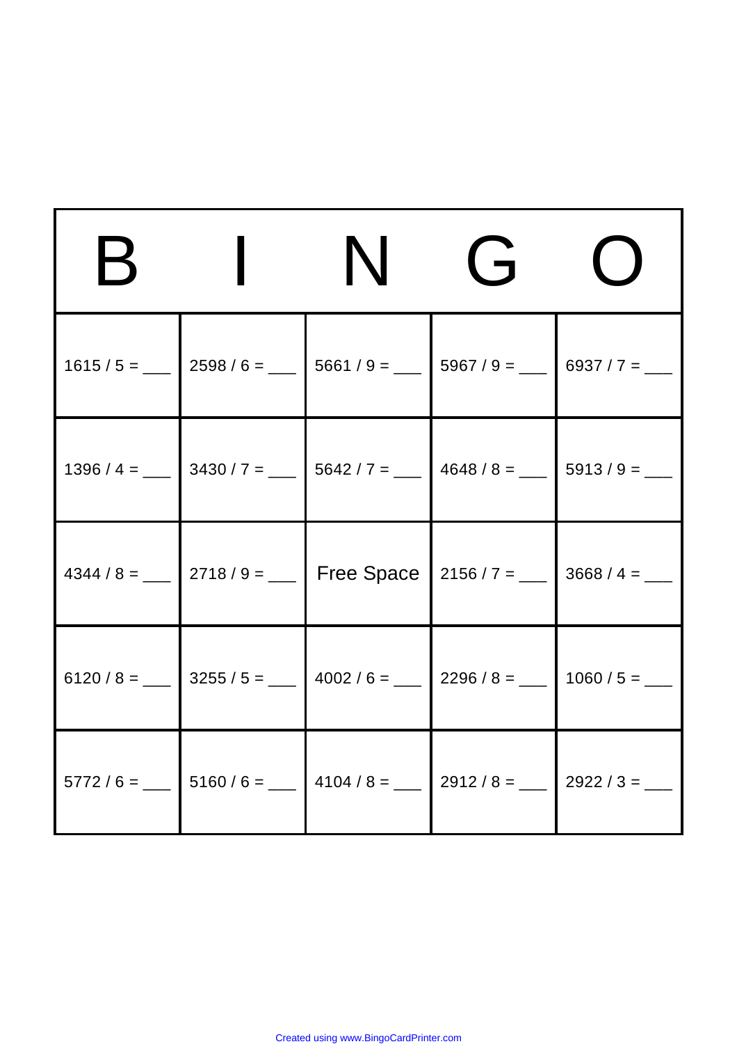| B | I | N | G | O |
|---|---|---|---|---|
| 1615 / 5 = ___ | 2598 / 6 = ___ | 5661 / 9 = ___ | 5967 / 9 = ___ | 6937 / 7 = ___ |
| 1396 / 4 = ___ | 3430 / 7 = ___ | 5642 / 7 = ___ | 4648 / 8 = ___ | 5913 / 9 = ___ |
| 4344 / 8 = ___ | 2718 / 9 = ___ | Free Space | 2156 / 7 = ___ | 3668 / 4 = ___ |
| 6120 / 8 = ___ | 3255 / 5 = ___ | 4002 / 6 = ___ | 2296 / 8 = ___ | 1060 / 5 = ___ |
| 5772 / 6 = ___ | 5160 / 6 = ___ | 4104 / 8 = ___ | 2912 / 8 = ___ | 2922 / 3 = ___ |

Created using www.BingoCardPrinter.com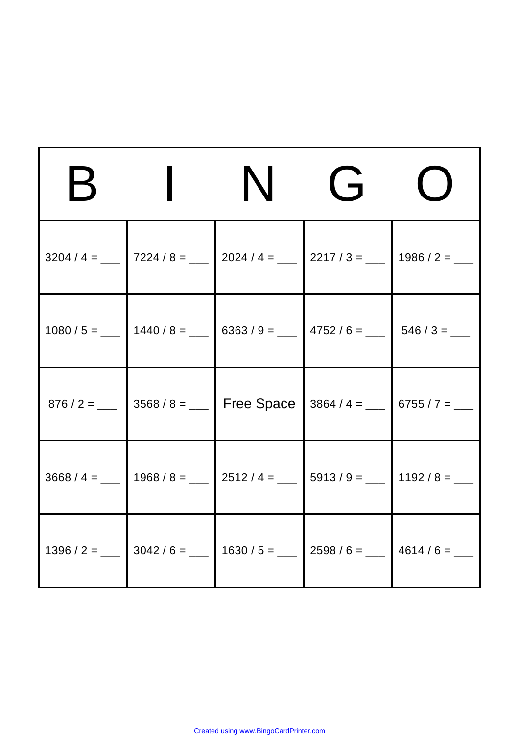| B | I | N | G | O |
|---|---|---|---|---|
| 3204 / 4 = ___ | 7224 / 8 = ___ | 2024 / 4 = ___ | 2217 / 3 = ___ | 1986 / 2 = ___ |
| 1080 / 5 = ___ | 1440 / 8 = ___ | 6363 / 9 = ___ | 4752 / 6 = ___ | 546 / 3 = ___ |
| 876 / 2 = ___ | 3568 / 8 = ___ | Free Space | 3864 / 4 = ___ | 6755 / 7 = ___ |
| 3668 / 4 = ___ | 1968 / 8 = ___ | 2512 / 4 = ___ | 5913 / 9 = ___ | 1192 / 8 = ___ |
| 1396 / 2 = ___ | 3042 / 6 = ___ | 1630 / 5 = ___ | 2598 / 6 = ___ | 4614 / 6 = ___ |

Created using www.BingoCardPrinter.com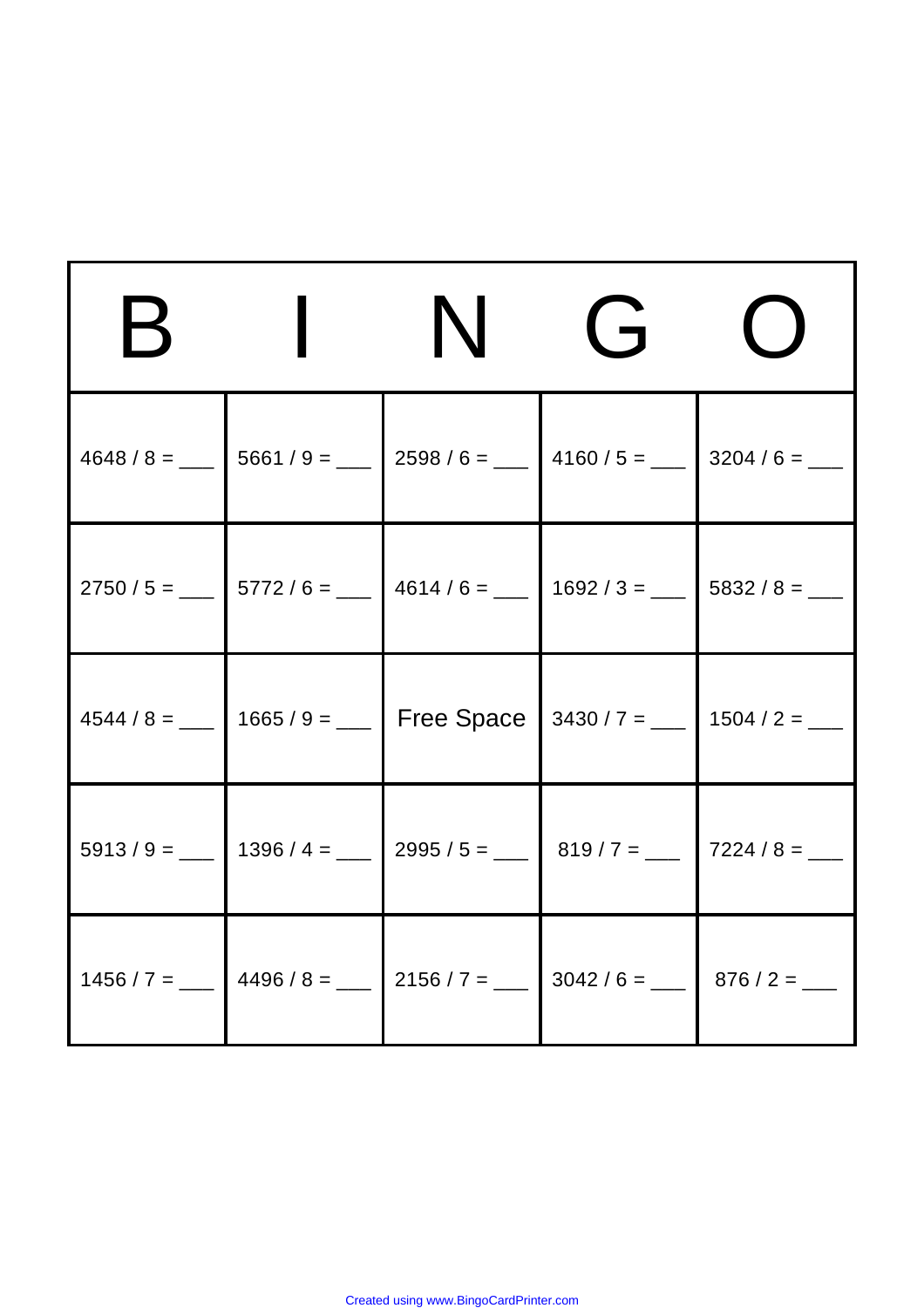| B | I | N | G | O |
|---|---|---|---|---|
| 4648 / 8 = ___ | 5661 / 9 = ___ | 2598 / 6 = ___ | 4160 / 5 = ___ | 3204 / 6 = ___ |
| 2750 / 5 = ___ | 5772 / 6 = ___ | 4614 / 6 = ___ | 1692 / 3 = ___ | 5832 / 8 = ___ |
| 4544 / 8 = ___ | 1665 / 9 = ___ | Free Space | 3430 / 7 = ___ | 1504 / 2 = ___ |
| 5913 / 9 = ___ | 1396 / 4 = ___ | 2995 / 5 = ___ | 819 / 7 = ___ | 7224 / 8 = ___ |
| 1456 / 7 = ___ | 4496 / 8 = ___ | 2156 / 7 = ___ | 3042 / 6 = ___ | 876 / 2 = ___ |

Created using www.BingoCardPrinter.com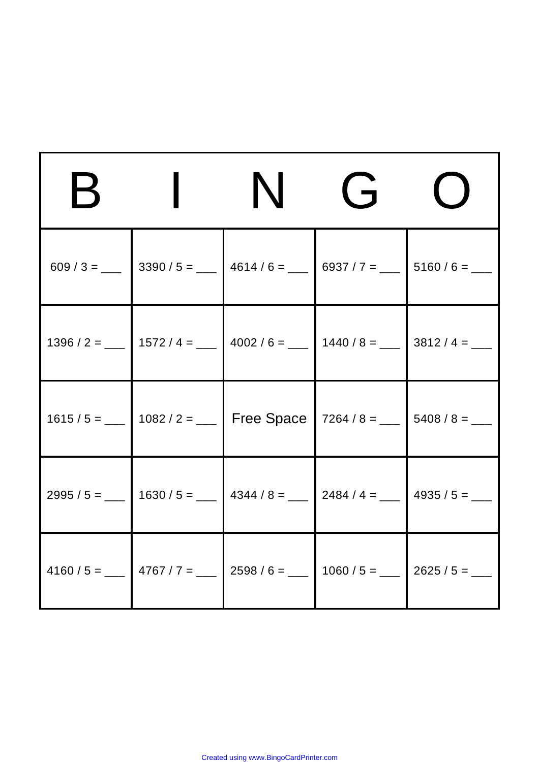| B | I | N | G | O |
|---|---|---|---|---|
| 609 / 3 = ___ | 3390 / 5 = ___ | 4614 / 6 = ___ | 6937 / 7 = ___ | 5160 / 6 = ___ |
| 1396 / 2 = ___ | 1572 / 4 = ___ | 4002 / 6 = ___ | 1440 / 8 = ___ | 3812 / 4 = ___ |
| 1615 / 5 = ___ | 1082 / 2 = ___ | Free Space | 7264 / 8 = ___ | 5408 / 8 = ___ |
| 2995 / 5 = ___ | 1630 / 5 = ___ | 4344 / 8 = ___ | 2484 / 4 = ___ | 4935 / 5 = ___ |
| 4160 / 5 = ___ | 4767 / 7 = ___ | 2598 / 6 = ___ | 1060 / 5 = ___ | 2625 / 5 = ___ |

Created using www.BingoCardPrinter.com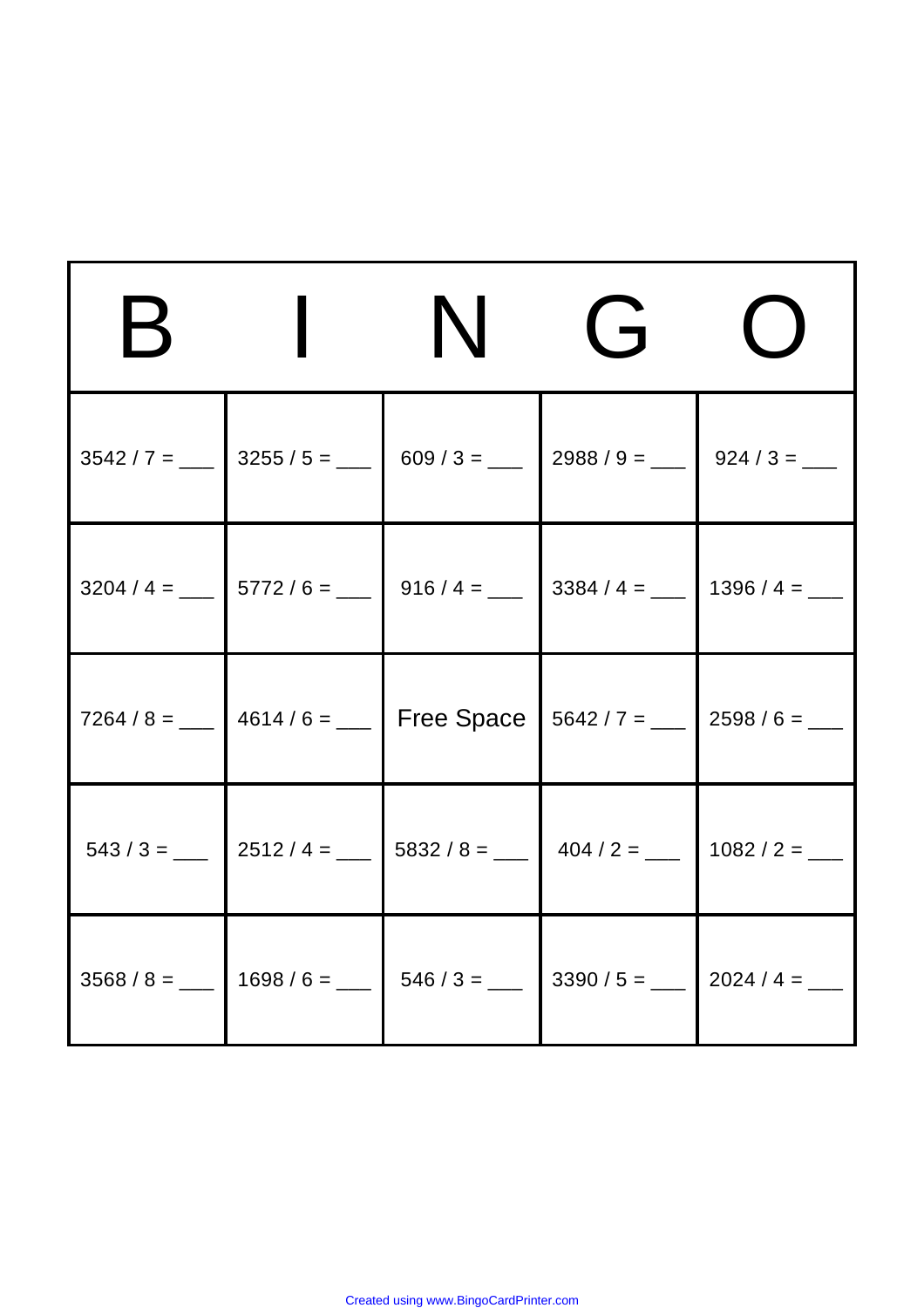| B | I | N | G | O |
|---|---|---|---|---|
| 3542 / 7 = ___ | 3255 / 5 = ___ | 609 / 3 = ___ | 2988 / 9 = ___ | 924 / 3 = ___ |
| 3204 / 4 = ___ | 5772 / 6 = ___ | 916 / 4 = ___ | 3384 / 4 = ___ | 1396 / 4 = ___ |
| 7264 / 8 = ___ | 4614 / 6 = ___ | Free Space | 5642 / 7 = ___ | 2598 / 6 = ___ |
| 543 / 3 = ___ | 2512 / 4 = ___ | 5832 / 8 = ___ | 404 / 2 = ___ | 1082 / 2 = ___ |
| 3568 / 8 = ___ | 1698 / 6 = ___ | 546 / 3 = ___ | 3390 / 5 = ___ | 2024 / 4 = ___ |

Created using www.BingoCardPrinter.com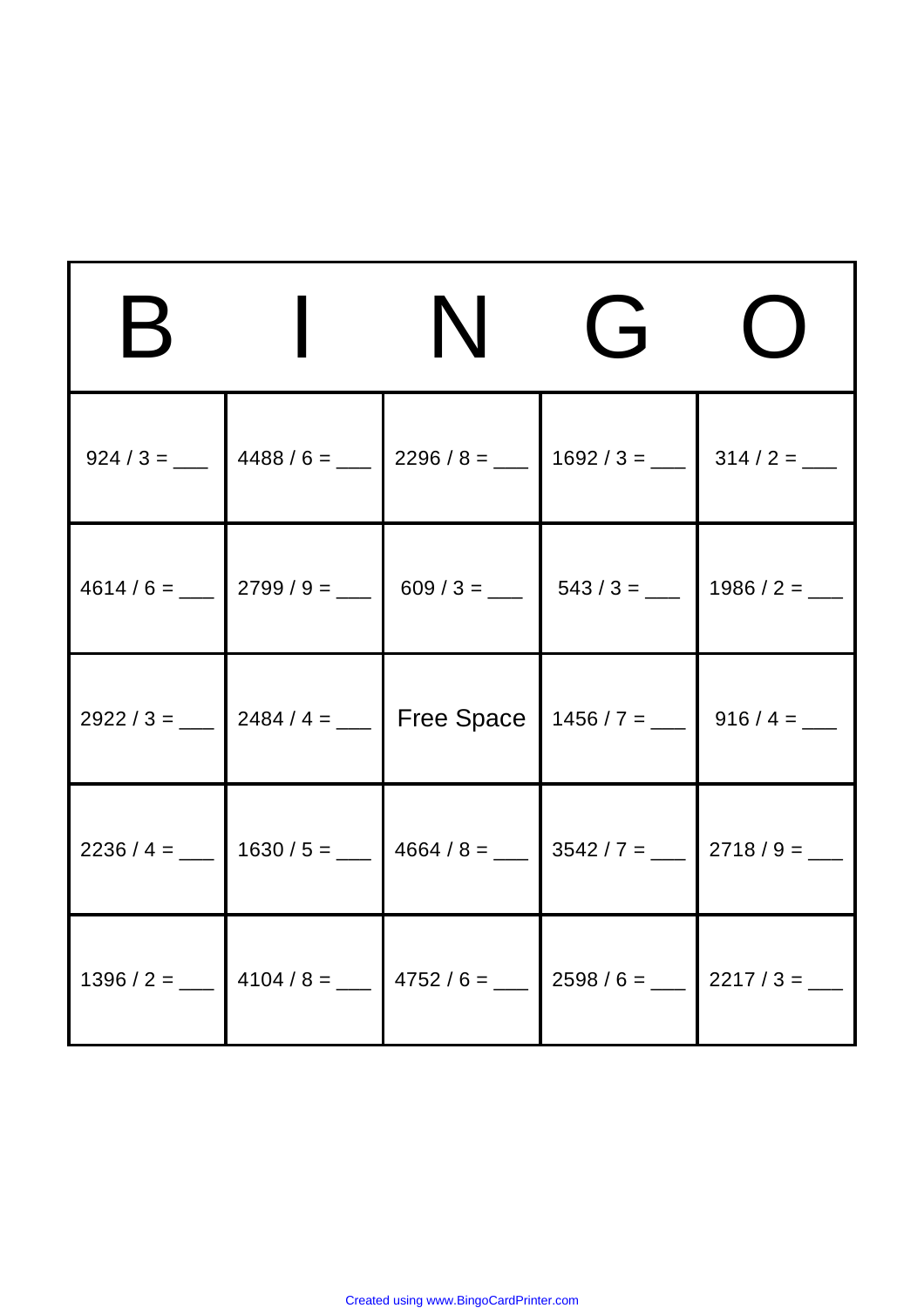| B | I | N | G | O |
| --- | --- | --- | --- | --- |
| 924 / 3 = ___ | 4488 / 6 = ___ | 2296 / 8 = ___ | 1692 / 3 = ___ | 314 / 2 = ___ |
| 4614 / 6 = ___ | 2799 / 9 = ___ | 609 / 3 = ___ | 543 / 3 = ___ | 1986 / 2 = ___ |
| 2922 / 3 = ___ | 2484 / 4 = ___ | Free Space | 1456 / 7 = ___ | 916 / 4 = ___ |
| 2236 / 4 = ___ | 1630 / 5 = ___ | 4664 / 8 = ___ | 3542 / 7 = ___ | 2718 / 9 = ___ |
| 1396 / 2 = ___ | 4104 / 8 = ___ | 4752 / 6 = ___ | 2598 / 6 = ___ | 2217 / 3 = ___ |

Created using www.BingoCardPrinter.com